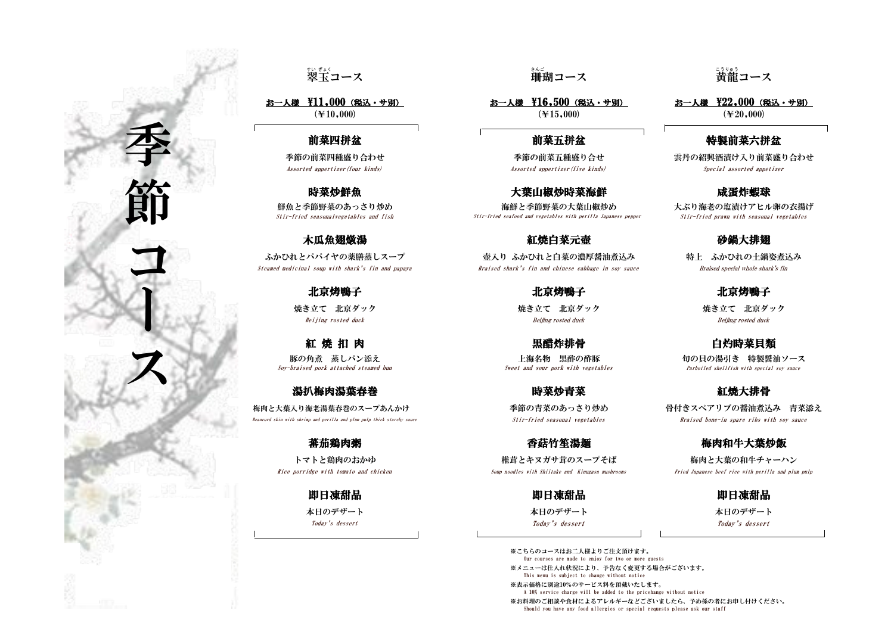# 季節コース

## 翠玉（すいぎょく）コース

<u>**お一人様　¥11,000（税込・サ別）**</u>
（¥10,000）

**前菜四拼盆**
季節の前菜四種盛り合わせ
*Assorted appertizer(four kinds)*

**時菜炒鮮魚**
鮮魚と季節野菜のあっさり炒め
*Stir-fried seasonalvegetables and fish*

**木瓜魚翅燉湯**
ふかひれとパパイヤの薬膳蒸しスープ
*Steamed medicinal soup with shark's fin and papaya*

**北京烤鴨子**
焼き立て　北京ダック
*Beijing rosted duck*

**紅 焼 扣 肉**
豚の角煮　蒸しパン添え
*Soy-braised pork attached steamed bun*

**湯扒梅肉湯葉春巻**
梅肉と大葉入り海老湯葉春巻のスープあんかけ
*Beancurd skin with shrimp and perilla and plum pulp thick starchy sauce*

**蕃茄鶏肉粥**
トマトと鶏肉のおかゆ
*Rice porridge with tomato and chicken*

**即日凍甜品**
本日のデザート
*Today's dessert*

## 珊瑚（さんご）コース

<u>**お一人様　¥16,500（税込・サ別）**</u>
（¥15,000）

**前菜五拼盆**
季節の前菜五種盛り合せ
*Assorted appertizer(five kinds)*

**大葉山椒炒時菜海鮮**
海鮮と季節野菜の大葉山椒炒め
*Stir-fried seafood and vegetables with perilla Japanese pepper*

**紅焼白菜元壷**
壷入り　ふかひれと白菜の濃厚醤油煮込み
*Braised shark's fin and chinese cabbage in soy sauce*

**北京烤鴨子**
焼き立て　北京ダック
*Beijing rosted duck*

**黒醋炸排骨**
上海名物　黒酢の酢豚
*Sweet and sour pork with vegetables*

**時菜炒青菜**
季節の青菜のあっさり炒め
*Stir-fried seasonal vegetables*

**香菇竹笙湯麺**
椎茸とキヌガサ茸のスープそば
*Soup noodles with Shiitake and Kinugasa mushrooms*

**即日凍甜品**
本日のデザート
*Today's dessert*

## 黄龍（こうりゅう）コース

<u>**お一人様　¥22,000（税込・サ別）**</u>
（¥20,000）

**特製前菜六拼盆**
雲丹の紹興酒漬け入り前菜盛り合わせ
*Special assorted appetizer*

**咸蛋炸蝦球**
大ぶり海老の塩漬けアヒル卵の衣揚げ
*Stir-fried prawn with seasonal vegetables*

**砂鍋大排翅**
特上　ふかひれの土鍋姿煮込み
*Braised special whole shark's fin*

**北京烤鴨子**
焼き立て　北京ダック
*Beijing rosted duck*

**白灼時菜貝類**
旬の貝の湯引き　特製醤油ソース
*Parboiled shellfish with special soy sauce*

**紅焼大排骨**
骨付きスペアリブの醤油煮込み　青菜添え
*Braised bone-in spare ribs with soy sauce*

**梅肉和牛大葉炒飯**
梅肉と大葉の和牛チャーハン
*Fried Japanese beef rice with perilla and plum pulp*

**即日凍甜品**
本日のデザート
*Today's dessert*

---

※こちらのコースはお二人様よりご注文頂けます。
Our courses are made to enjoy for two or more guests

※メニューは仕入れ状況により、予告なく変更する場合がございます。
This menu is subject to change without notice

※表示価格に別途10%のサービス料を頂戴いたします。
A 10% service charge will be added to the pricehange without notice

※お料理のご相談や食材によるアレルギーなどございましたら、予め係の者にお申し付けください。
Should you have any food allergies or special requests please ask our staff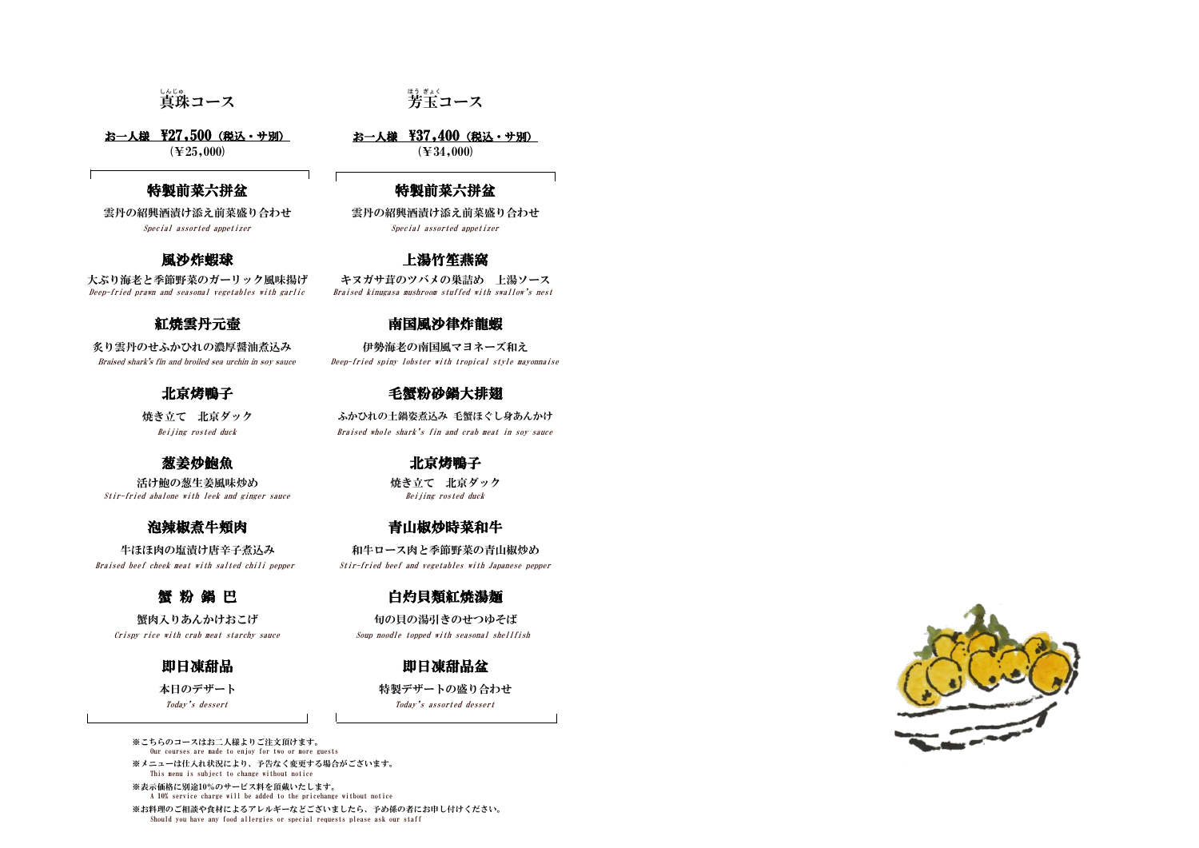## 真珠（しんじゅ）コース

**お一人様　¥27,500（税込・サ別）**
（¥25,000）

### 特製前菜六拼盆
雲丹の紹興酒漬け添え前菜盛り合わせ
*Special assorted appetizer*

### 風沙炸蝦球
大ぶり海老と季節野菜のガーリック風味揚げ
*Deep-fried prawn and seasonal vegetables with garlic*

### 紅焼雲丹元壷
炙り雲丹のせふかひれの濃厚醤油煮込み
*Braised shark's fin and broiled sea urchin in soy sauce*

### 北京烤鴨子
焼き立て　北京ダック
*Beijing rosted duck*

### 葱姜炒鮑魚
活け鮑の葱生姜風味炒め
*Stir-fried abalone with leek and ginger sauce*

### 泡辣椒煮牛頬肉
牛ほほ肉の塩漬け唐辛子煮込み
*Braised beef cheek meat with salted chili pepper*

### 蟹 粉 鍋 巴
蟹肉入りあんかけおこげ
*Crispy rice with crab meat starchy sauce*

### 即日凍甜品
本日のデザート
*Today's dessert*

## 芳玉（ほうぎょく）コース

**お一人様　¥37,400（税込・サ別）**
（¥34,000）

### 特製前菜六拼盆
雲丹の紹興酒漬け添え前菜盛り合わせ
*Special assorted appetizer*

### 上湯竹笙燕窩
キヌガサ茸のツバメの巣詰め　上湯ソース
*Braised kinugasa mushroom stuffed with swallow's nest*

### 南国風沙律炸龍蝦
伊勢海老の南国風マヨネーズ和え
*Deep-fried spiny lobster with tropical style mayonnaise*

### 毛蟹粉砂鍋大排翅
ふかひれの土鍋姿煮込み 毛蟹ほぐし身あんかけ
*Braised whole shark's fin and crab meat in soy sauce*

### 北京烤鴨子
焼き立て　北京ダック
*Beijing rosted duck*

### 青山椒炒時菜和牛
和牛ロース肉と季節野菜の青山椒炒め
*Stir-fried beef and vegetables with Japanese pepper*

### 白灼貝類紅焼湯麺
旬の貝の湯引きのせつゆそば
*Soup noodle topped with seasonal shellfish*

### 即日凍甜品盆
特製デザートの盛り合わせ
*Today's assorted dessert*

---

※こちらのコースはお二人様よりご注文頂けます。
Our courses are made to enjoy for two or more guests

※メニューは仕入れ状況により、予告なく変更する場合がございます。
This menu is subject to change without notice

※表示価格に別途10%のサービス料を頂戴いたします。
A 10% service charge will be added to the pricehange without notice

※お料理のご相談や食材によるアレルギーなどございましたら、予め係の者にお申し付けください。
Should you have any food allergies or special requests please ask our staff